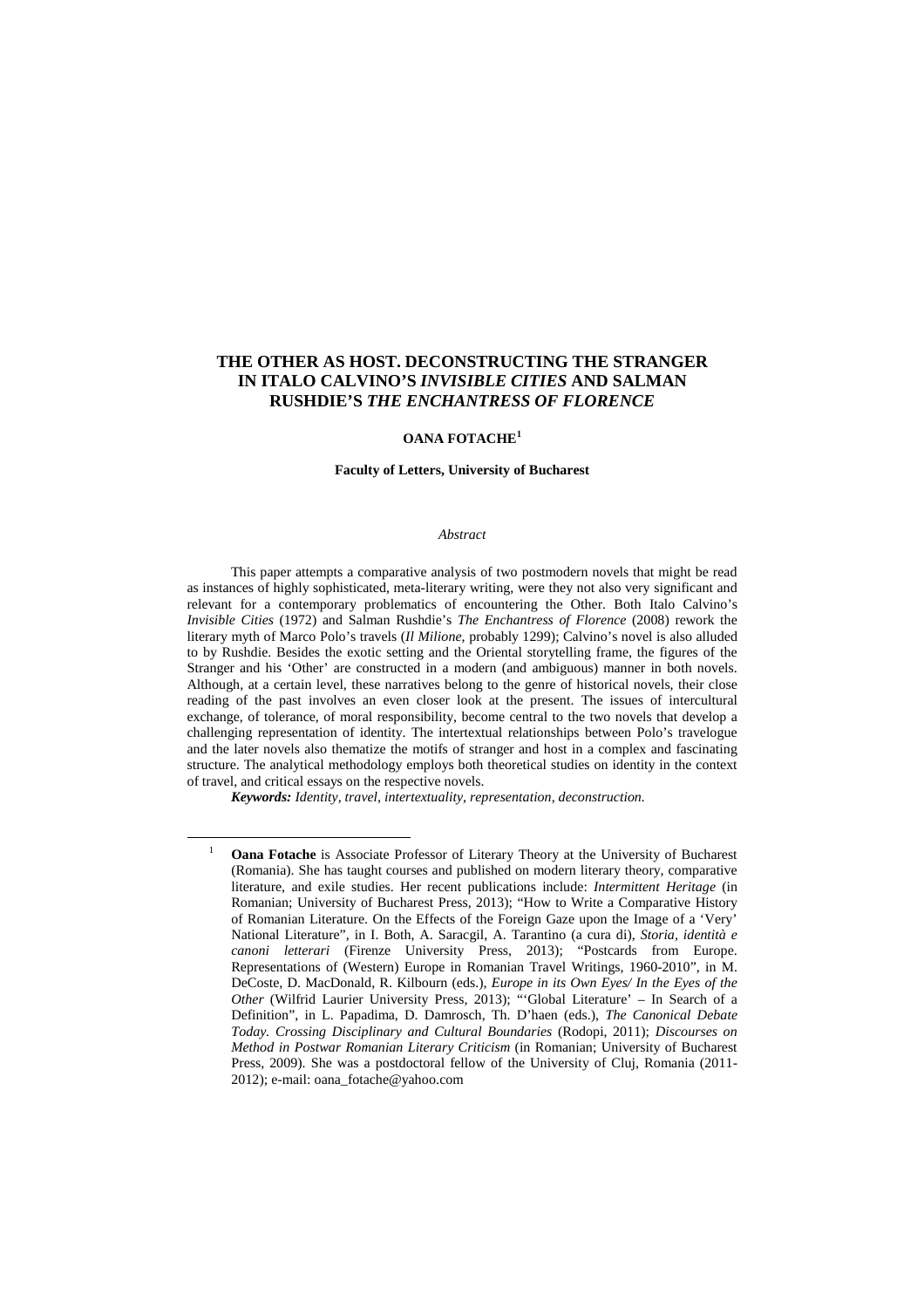# THE OTHER AS HOST. DECONSTRUCTING THE STRANGER IN ITALO CALVINO'S *INVISIBLE CITIES* AND SALMAN RUSHDIE'S *THE ENCHANTRESS OF FLORENCE*

**OANA FOTACHE**[1]

**Faculty of Letters, University of Bucharest**

*Abstract*

This paper attempts a comparative analysis of two postmodern novels that might be read as instances of highly sophisticated, meta-literary writing, were they not also very significant and relevant for a contemporary problematics of encountering the Other. Both Italo Calvino's *Invisible Cities* (1972) and Salman Rushdie's *The Enchantress of Florence* (2008) rework the literary myth of Marco Polo's travels (*Il Milione*, probably 1299); Calvino's novel is also alluded to by Rushdie. Besides the exotic setting and the Oriental storytelling frame, the figures of the Stranger and his 'Other' are constructed in a modern (and ambiguous) manner in both novels. Although, at a certain level, these narratives belong to the genre of historical novels, their close reading of the past involves an even closer look at the present. The issues of intercultural exchange, of tolerance, of moral responsibility, become central to the two novels that develop a challenging representation of identity. The intertextual relationships between Polo's travelogue and the later novels also thematize the motifs of stranger and host in a complex and fascinating structure. The analytical methodology employs both theoretical studies on identity in the context of travel, and critical essays on the respective novels.

***Keywords:*** *Identity, travel, intertextuality, representation, deconstruction.*

---

[1] **Oana Fotache** is Associate Professor of Literary Theory at the University of Bucharest (Romania). She has taught courses and published on modern literary theory, comparative literature, and exile studies. Her recent publications include: *Intermittent Heritage* (in Romanian; University of Bucharest Press, 2013); "How to Write a Comparative History of Romanian Literature. On the Effects of the Foreign Gaze upon the Image of a 'Very' National Literature", in I. Both, A. Saracgil, A. Tarantino (a cura di), *Storia, identità e canoni letterari* (Firenze University Press, 2013); "Postcards from Europe. Representations of (Western) Europe in Romanian Travel Writings, 1960-2010", in M. DeCoste, D. MacDonald, R. Kilbourn (eds.), *Europe in its Own Eyes/ In the Eyes of the Other* (Wilfrid Laurier University Press, 2013); "'Global Literature' – In Search of a Definition", in L. Papadima, D. Damrosch, Th. D'haen (eds.), *The Canonical Debate Today. Crossing Disciplinary and Cultural Boundaries* (Rodopi, 2011); *Discourses on Method in Postwar Romanian Literary Criticism* (in Romanian; University of Bucharest Press, 2009). She was a postdoctoral fellow of the University of Cluj, Romania (2011-2012); e-mail: oana_fotache@yahoo.com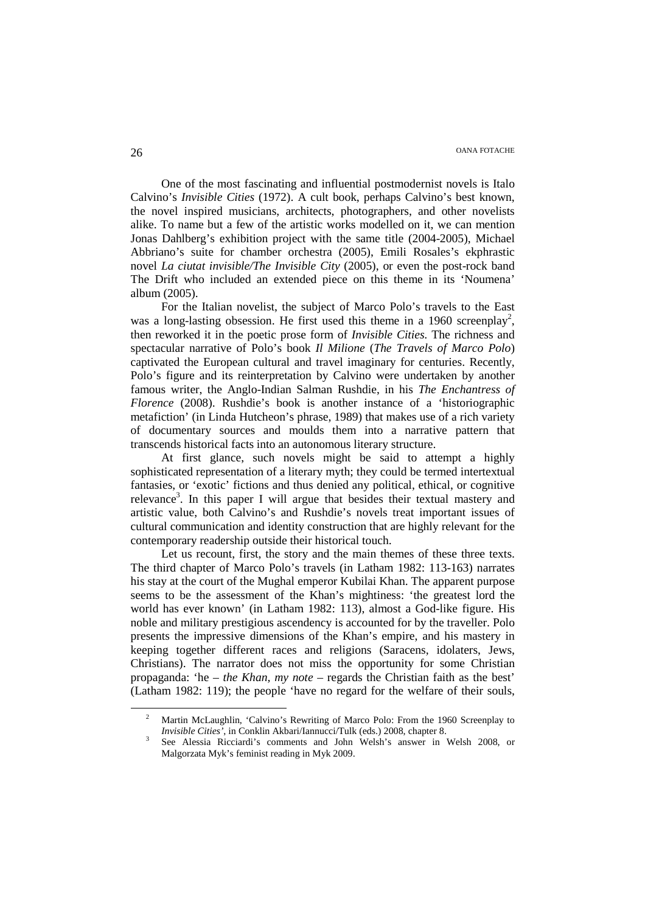One of the most fascinating and influential postmodernist novels is Italo Calvino's *Invisible Cities* (1972). A cult book, perhaps Calvino's best known, the novel inspired musicians, architects, photographers, and other novelists alike. To name but a few of the artistic works modelled on it, we can mention Jonas Dahlberg's exhibition project with the same title (2004-2005), Michael Abbriano's suite for chamber orchestra (2005), Emili Rosales's ekphrastic novel *La ciutat invisible/The Invisible City* (2005), or even the post-rock band The Drift who included an extended piece on this theme in its 'Noumena' album (2005).

For the Italian novelist, the subject of Marco Polo's travels to the East was a long-lasting obsession. He first used this theme in a 1960 screenplay[2], then reworked it in the poetic prose form of *Invisible Cities.* The richness and spectacular narrative of Polo's book *Il Milione* (*The Travels of Marco Polo*) captivated the European cultural and travel imaginary for centuries. Recently, Polo's figure and its reinterpretation by Calvino were undertaken by another famous writer, the Anglo-Indian Salman Rushdie, in his *The Enchantress of Florence* (2008). Rushdie's book is another instance of a 'historiographic metafiction' (in Linda Hutcheon's phrase, 1989) that makes use of a rich variety of documentary sources and moulds them into a narrative pattern that transcends historical facts into an autonomous literary structure.

At first glance, such novels might be said to attempt a highly sophisticated representation of a literary myth; they could be termed intertextual fantasies, or 'exotic' fictions and thus denied any political, ethical, or cognitive relevance[3]. In this paper I will argue that besides their textual mastery and artistic value, both Calvino's and Rushdie's novels treat important issues of cultural communication and identity construction that are highly relevant for the contemporary readership outside their historical touch.

Let us recount, first, the story and the main themes of these three texts. The third chapter of Marco Polo's travels (in Latham 1982: 113-163) narrates his stay at the court of the Mughal emperor Kubilai Khan. The apparent purpose seems to be the assessment of the Khan's mightiness: 'the greatest lord the world has ever known' (in Latham 1982: 113), almost a God-like figure. His noble and military prestigious ascendency is accounted for by the traveller. Polo presents the impressive dimensions of the Khan's empire, and his mastery in keeping together different races and religions (Saracens, idolaters, Jews, Christians). The narrator does not miss the opportunity for some Christian propaganda: 'he – *the Khan, my note* – regards the Christian faith as the best' (Latham 1982: 119); the people 'have no regard for the welfare of their souls,

---

[2] Martin McLaughlin, 'Calvino's Rewriting of Marco Polo: From the 1960 Screenplay to *Invisible Cities'*, in Conklin Akbari/Iannucci/Tulk (eds.) 2008, chapter 8.

[3] See Alessia Ricciardi's comments and John Welsh's answer in Welsh 2008, or Malgorzata Myk's feminist reading in Myk 2009.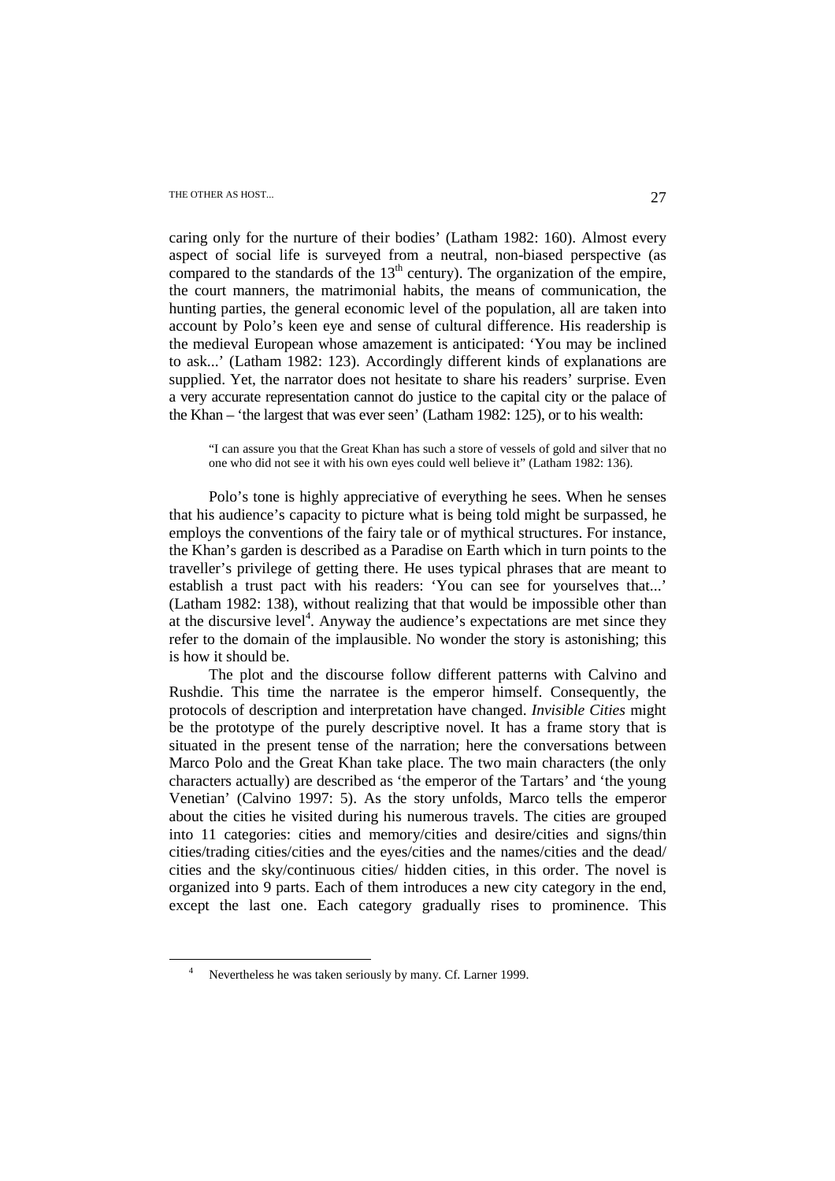caring only for the nurture of their bodies' (Latham 1982: 160). Almost every aspect of social life is surveyed from a neutral, non-biased perspective (as compared to the standards of the $13^{th}$ century). The organization of the empire, the court manners, the matrimonial habits, the means of communication, the hunting parties, the general economic level of the population, all are taken into account by Polo's keen eye and sense of cultural difference. His readership is the medieval European whose amazement is anticipated: 'You may be inclined to ask...' (Latham 1982: 123). Accordingly different kinds of explanations are supplied. Yet, the narrator does not hesitate to share his readers' surprise. Even a very accurate representation cannot do justice to the capital city or the palace of the Khan – 'the largest that was ever seen' (Latham 1982: 125), or to his wealth:

> "I can assure you that the Great Khan has such a store of vessels of gold and silver that no one who did not see it with his own eyes could well believe it" (Latham 1982: 136).

Polo's tone is highly appreciative of everything he sees. When he senses that his audience's capacity to picture what is being told might be surpassed, he employs the conventions of the fairy tale or of mythical structures. For instance, the Khan's garden is described as a Paradise on Earth which in turn points to the traveller's privilege of getting there. He uses typical phrases that are meant to establish a trust pact with his readers: 'You can see for yourselves that...' (Latham 1982: 138), without realizing that that would be impossible other than at the discursive level[4]. Anyway the audience's expectations are met since they refer to the domain of the implausible. No wonder the story is astonishing; this is how it should be.

The plot and the discourse follow different patterns with Calvino and Rushdie. This time the narratee is the emperor himself. Consequently, the protocols of description and interpretation have changed. *Invisible Cities* might be the prototype of the purely descriptive novel. It has a frame story that is situated in the present tense of the narration; here the conversations between Marco Polo and the Great Khan take place. The two main characters (the only characters actually) are described as 'the emperor of the Tartars' and 'the young Venetian' (Calvino 1997: 5). As the story unfolds, Marco tells the emperor about the cities he visited during his numerous travels. The cities are grouped into 11 categories: cities and memory/cities and desire/cities and signs/thin cities/trading cities/cities and the eyes/cities and the names/cities and the dead/ cities and the sky/continuous cities/ hidden cities, in this order. The novel is organized into 9 parts. Each of them introduces a new city category in the end, except the last one. Each category gradually rises to prominence. This

[4] Nevertheless he was taken seriously by many. Cf. Larner 1999.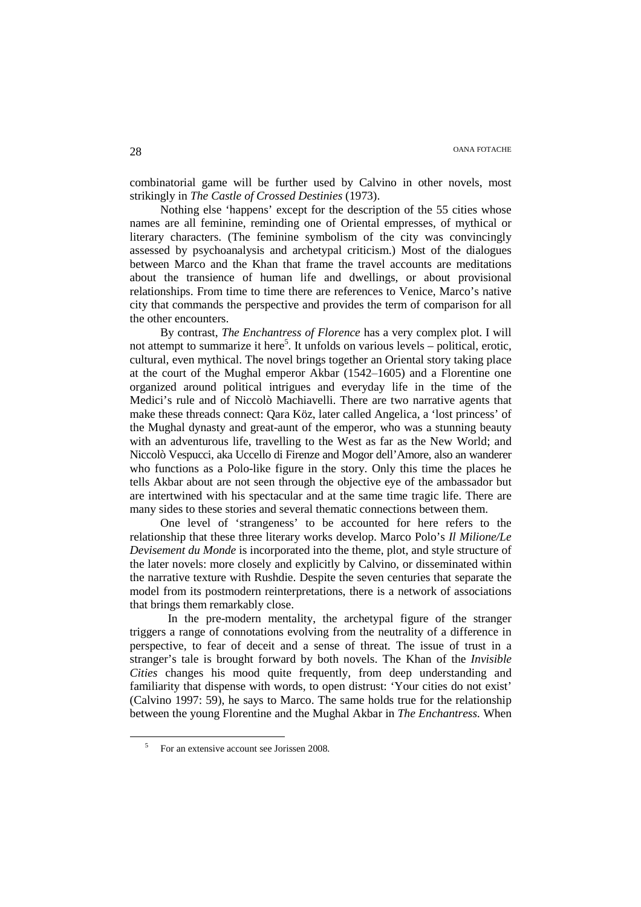combinatorial game will be further used by Calvino in other novels, most strikingly in *The Castle of Crossed Destinies* (1973).

Nothing else 'happens' except for the description of the 55 cities whose names are all feminine, reminding one of Oriental empresses, of mythical or literary characters. (The feminine symbolism of the city was convincingly assessed by psychoanalysis and archetypal criticism.) Most of the dialogues between Marco and the Khan that frame the travel accounts are meditations about the transience of human life and dwellings, or about provisional relationships. From time to time there are references to Venice, Marco's native city that commands the perspective and provides the term of comparison for all the other encounters.

By contrast, *The Enchantress of Florence* has a very complex plot. I will not attempt to summarize it here[5]. It unfolds on various levels – political, erotic, cultural, even mythical. The novel brings together an Oriental story taking place at the court of the Mughal emperor Akbar (1542–1605) and a Florentine one organized around political intrigues and everyday life in the time of the Medici's rule and of Niccolò Machiavelli. There are two narrative agents that make these threads connect: Qara Köz, later called Angelica, a 'lost princess' of the Mughal dynasty and great-aunt of the emperor, who was a stunning beauty with an adventurous life, travelling to the West as far as the New World; and Niccolò Vespucci, aka Uccello di Firenze and Mogor dell'Amore, also an wanderer who functions as a Polo-like figure in the story. Only this time the places he tells Akbar about are not seen through the objective eye of the ambassador but are intertwined with his spectacular and at the same time tragic life. There are many sides to these stories and several thematic connections between them.

One level of 'strangeness' to be accounted for here refers to the relationship that these three literary works develop. Marco Polo's *Il Milione/Le Devisement du Monde* is incorporated into the theme, plot, and style structure of the later novels: more closely and explicitly by Calvino, or disseminated within the narrative texture with Rushdie. Despite the seven centuries that separate the model from its postmodern reinterpretations, there is a network of associations that brings them remarkably close.

In the pre-modern mentality, the archetypal figure of the stranger triggers a range of connotations evolving from the neutrality of a difference in perspective, to fear of deceit and a sense of threat. The issue of trust in a stranger's tale is brought forward by both novels. The Khan of the *Invisible Cities* changes his mood quite frequently, from deep understanding and familiarity that dispense with words, to open distrust: 'Your cities do not exist' (Calvino 1997: 59), he says to Marco. The same holds true for the relationship between the young Florentine and the Mughal Akbar in *The Enchantress.* When

[5] For an extensive account see Jorissen 2008.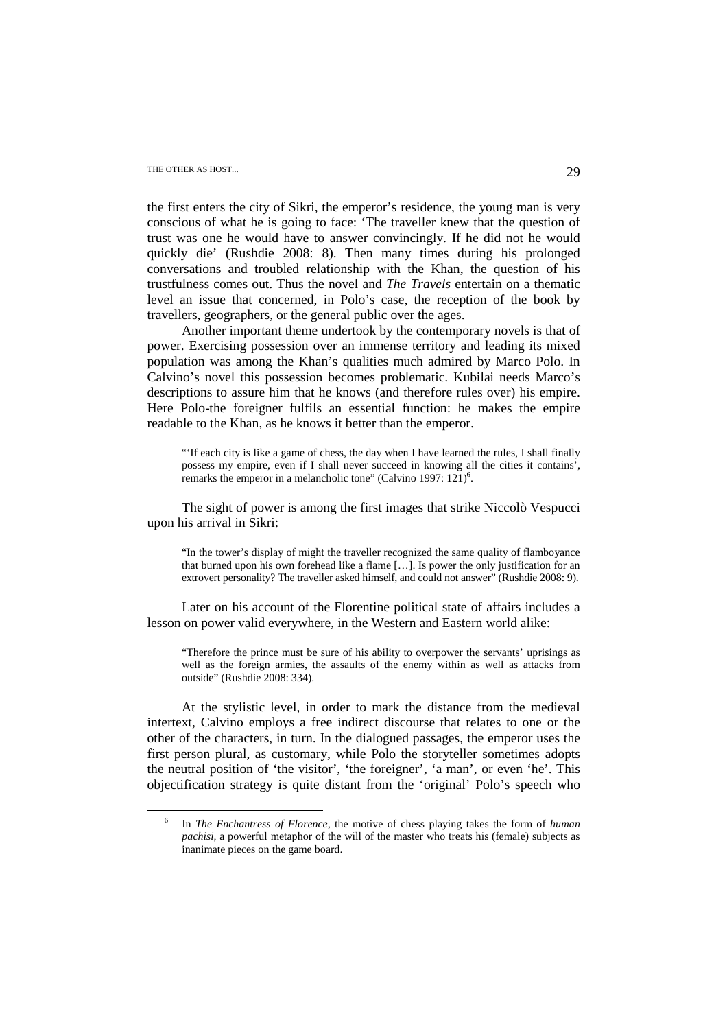the first enters the city of Sikri, the emperor's residence, the young man is very conscious of what he is going to face: 'The traveller knew that the question of trust was one he would have to answer convincingly. If he did not he would quickly die' (Rushdie 2008: 8). Then many times during his prolonged conversations and troubled relationship with the Khan, the question of his trustfulness comes out. Thus the novel and *The Travels* entertain on a thematic level an issue that concerned, in Polo's case, the reception of the book by travellers, geographers, or the general public over the ages.

Another important theme undertook by the contemporary novels is that of power. Exercising possession over an immense territory and leading its mixed population was among the Khan's qualities much admired by Marco Polo. In Calvino's novel this possession becomes problematic. Kubilai needs Marco's descriptions to assure him that he knows (and therefore rules over) his empire. Here Polo-the foreigner fulfils an essential function: he makes the empire readable to the Khan, as he knows it better than the emperor.

> "'If each city is like a game of chess, the day when I have learned the rules, I shall finally possess my empire, even if I shall never succeed in knowing all the cities it contains', remarks the emperor in a melancholic tone" (Calvino 1997: 121)[6].

The sight of power is among the first images that strike Niccolò Vespucci upon his arrival in Sikri:

> "In the tower's display of might the traveller recognized the same quality of flamboyance that burned upon his own forehead like a flame […]. Is power the only justification for an extrovert personality? The traveller asked himself, and could not answer" (Rushdie 2008: 9).

Later on his account of the Florentine political state of affairs includes a lesson on power valid everywhere, in the Western and Eastern world alike:

> "Therefore the prince must be sure of his ability to overpower the servants' uprisings as well as the foreign armies, the assaults of the enemy within as well as attacks from outside" (Rushdie 2008: 334).

At the stylistic level, in order to mark the distance from the medieval intertext, Calvino employs a free indirect discourse that relates to one or the other of the characters, in turn. In the dialogued passages, the emperor uses the first person plural, as customary, while Polo the storyteller sometimes adopts the neutral position of 'the visitor', 'the foreigner', 'a man', or even 'he'. This objectification strategy is quite distant from the 'original' Polo's speech who

---

[6] In *The Enchantress of Florence*, the motive of chess playing takes the form of *human pachisi*, a powerful metaphor of the will of the master who treats his (female) subjects as inanimate pieces on the game board.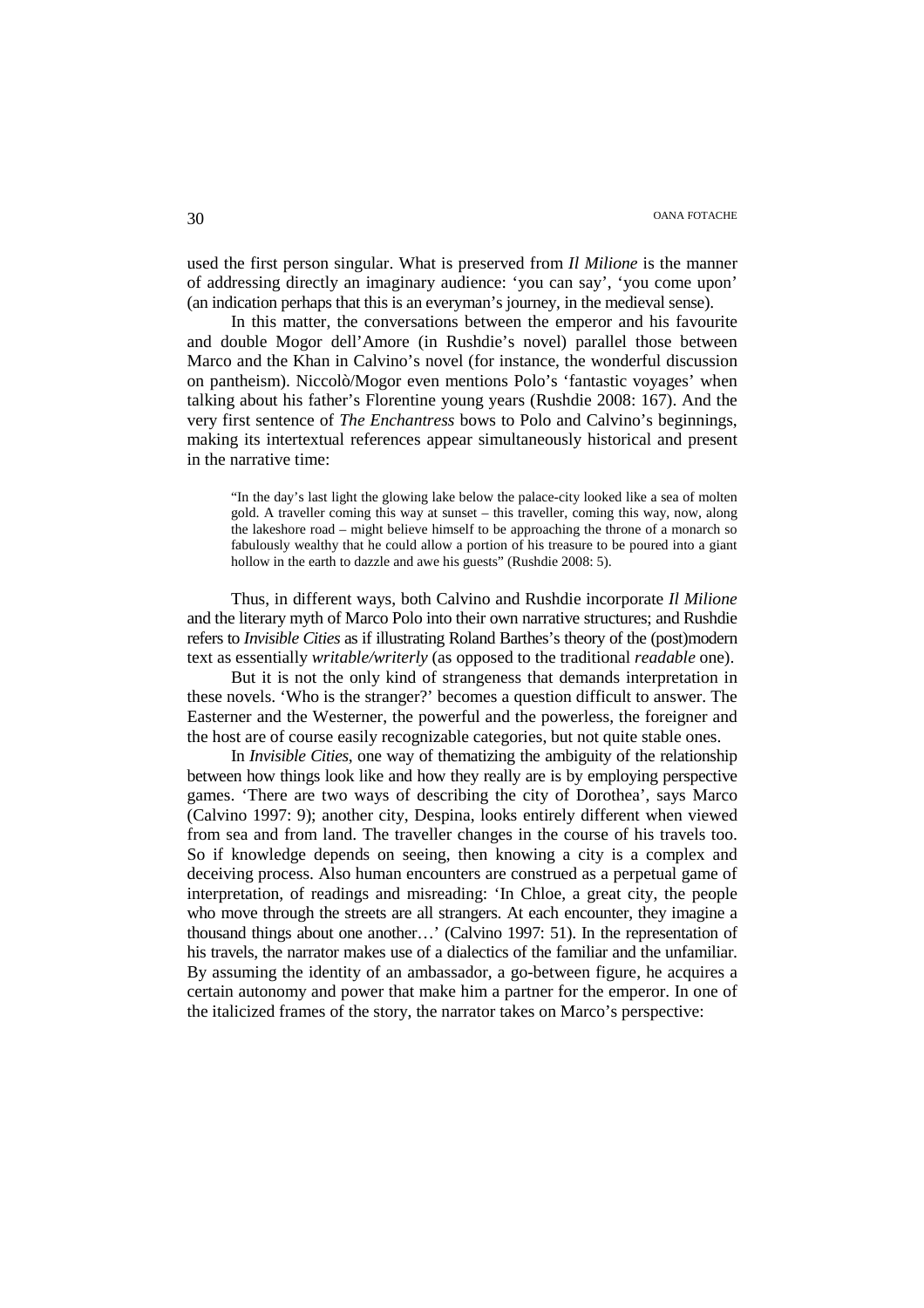used the first person singular. What is preserved from *Il Milione* is the manner of addressing directly an imaginary audience: 'you can say', 'you come upon' (an indication perhaps that this is an everyman's journey, in the medieval sense).

In this matter, the conversations between the emperor and his favourite and double Mogor dell'Amore (in Rushdie's novel) parallel those between Marco and the Khan in Calvino's novel (for instance, the wonderful discussion on pantheism). Niccolò/Mogor even mentions Polo's 'fantastic voyages' when talking about his father's Florentine young years (Rushdie 2008: 167). And the very first sentence of *The Enchantress* bows to Polo and Calvino's beginnings, making its intertextual references appear simultaneously historical and present in the narrative time:

> "In the day's last light the glowing lake below the palace-city looked like a sea of molten gold. A traveller coming this way at sunset – this traveller, coming this way, now, along the lakeshore road – might believe himself to be approaching the throne of a monarch so fabulously wealthy that he could allow a portion of his treasure to be poured into a giant hollow in the earth to dazzle and awe his guests" (Rushdie 2008: 5).

Thus, in different ways, both Calvino and Rushdie incorporate *Il Milione* and the literary myth of Marco Polo into their own narrative structures; and Rushdie refers to *Invisible Cities* as if illustrating Roland Barthes's theory of the (post)modern text as essentially *writable/writerly* (as opposed to the traditional *readable* one).

But it is not the only kind of strangeness that demands interpretation in these novels. 'Who is the stranger?' becomes a question difficult to answer. The Easterner and the Westerner, the powerful and the powerless, the foreigner and the host are of course easily recognizable categories, but not quite stable ones.

In *Invisible Cities*, one way of thematizing the ambiguity of the relationship between how things look like and how they really are is by employing perspective games. 'There are two ways of describing the city of Dorothea', says Marco (Calvino 1997: 9); another city, Despina, looks entirely different when viewed from sea and from land. The traveller changes in the course of his travels too. So if knowledge depends on seeing, then knowing a city is a complex and deceiving process. Also human encounters are construed as a perpetual game of interpretation, of readings and misreading: 'In Chloe, a great city, the people who move through the streets are all strangers. At each encounter, they imagine a thousand things about one another…' (Calvino 1997: 51). In the representation of his travels, the narrator makes use of a dialectics of the familiar and the unfamiliar. By assuming the identity of an ambassador, a go-between figure, he acquires a certain autonomy and power that make him a partner for the emperor. In one of the italicized frames of the story, the narrator takes on Marco's perspective: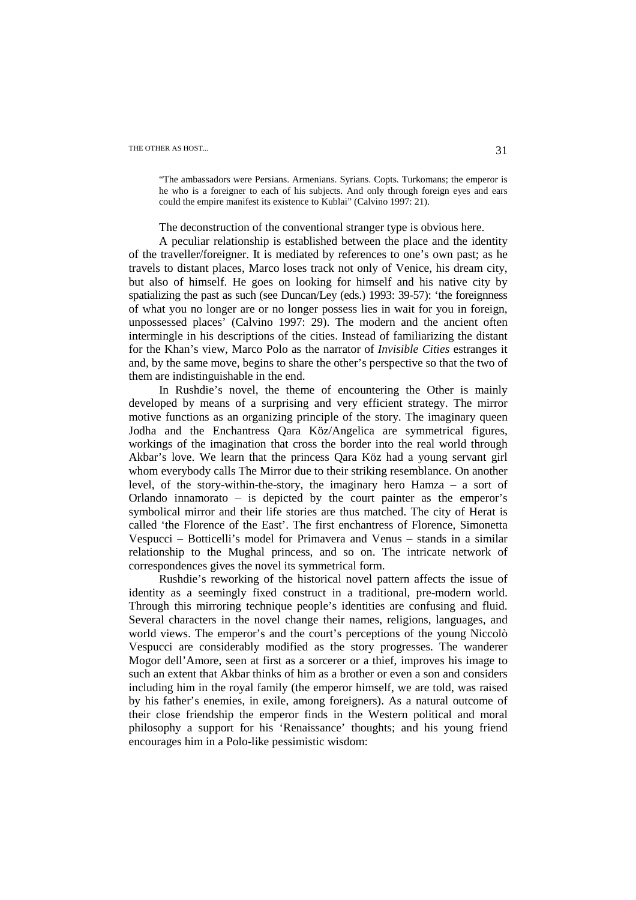> "The ambassadors were Persians. Armenians. Syrians. Copts. Turkomans; the emperor is he who is a foreigner to each of his subjects. And only through foreign eyes and ears could the empire manifest its existence to Kublai" (Calvino 1997: 21).

The deconstruction of the conventional stranger type is obvious here.

A peculiar relationship is established between the place and the identity of the traveller/foreigner. It is mediated by references to one's own past; as he travels to distant places, Marco loses track not only of Venice, his dream city, but also of himself. He goes on looking for himself and his native city by spatializing the past as such (see Duncan/Ley (eds.) 1993: 39-57): 'the foreignness of what you no longer are or no longer possess lies in wait for you in foreign, unpossessed places' (Calvino 1997: 29). The modern and the ancient often intermingle in his descriptions of the cities. Instead of familiarizing the distant for the Khan's view, Marco Polo as the narrator of *Invisible Cities* estranges it and, by the same move, begins to share the other's perspective so that the two of them are indistinguishable in the end.

In Rushdie's novel, the theme of encountering the Other is mainly developed by means of a surprising and very efficient strategy. The mirror motive functions as an organizing principle of the story. The imaginary queen Jodha and the Enchantress Qara Köz/Angelica are symmetrical figures, workings of the imagination that cross the border into the real world through Akbar's love. We learn that the princess Qara Köz had a young servant girl whom everybody calls The Mirror due to their striking resemblance. On another level, of the story-within-the-story, the imaginary hero Hamza – a sort of Orlando innamorato – is depicted by the court painter as the emperor's symbolical mirror and their life stories are thus matched. The city of Herat is called 'the Florence of the East'. The first enchantress of Florence, Simonetta Vespucci – Botticelli's model for Primavera and Venus – stands in a similar relationship to the Mughal princess, and so on. The intricate network of correspondences gives the novel its symmetrical form.

Rushdie's reworking of the historical novel pattern affects the issue of identity as a seemingly fixed construct in a traditional, pre-modern world. Through this mirroring technique people's identities are confusing and fluid. Several characters in the novel change their names, religions, languages, and world views. The emperor's and the court's perceptions of the young Niccolò Vespucci are considerably modified as the story progresses. The wanderer Mogor dell'Amore, seen at first as a sorcerer or a thief, improves his image to such an extent that Akbar thinks of him as a brother or even a son and considers including him in the royal family (the emperor himself, we are told, was raised by his father's enemies, in exile, among foreigners). As a natural outcome of their close friendship the emperor finds in the Western political and moral philosophy a support for his 'Renaissance' thoughts; and his young friend encourages him in a Polo-like pessimistic wisdom: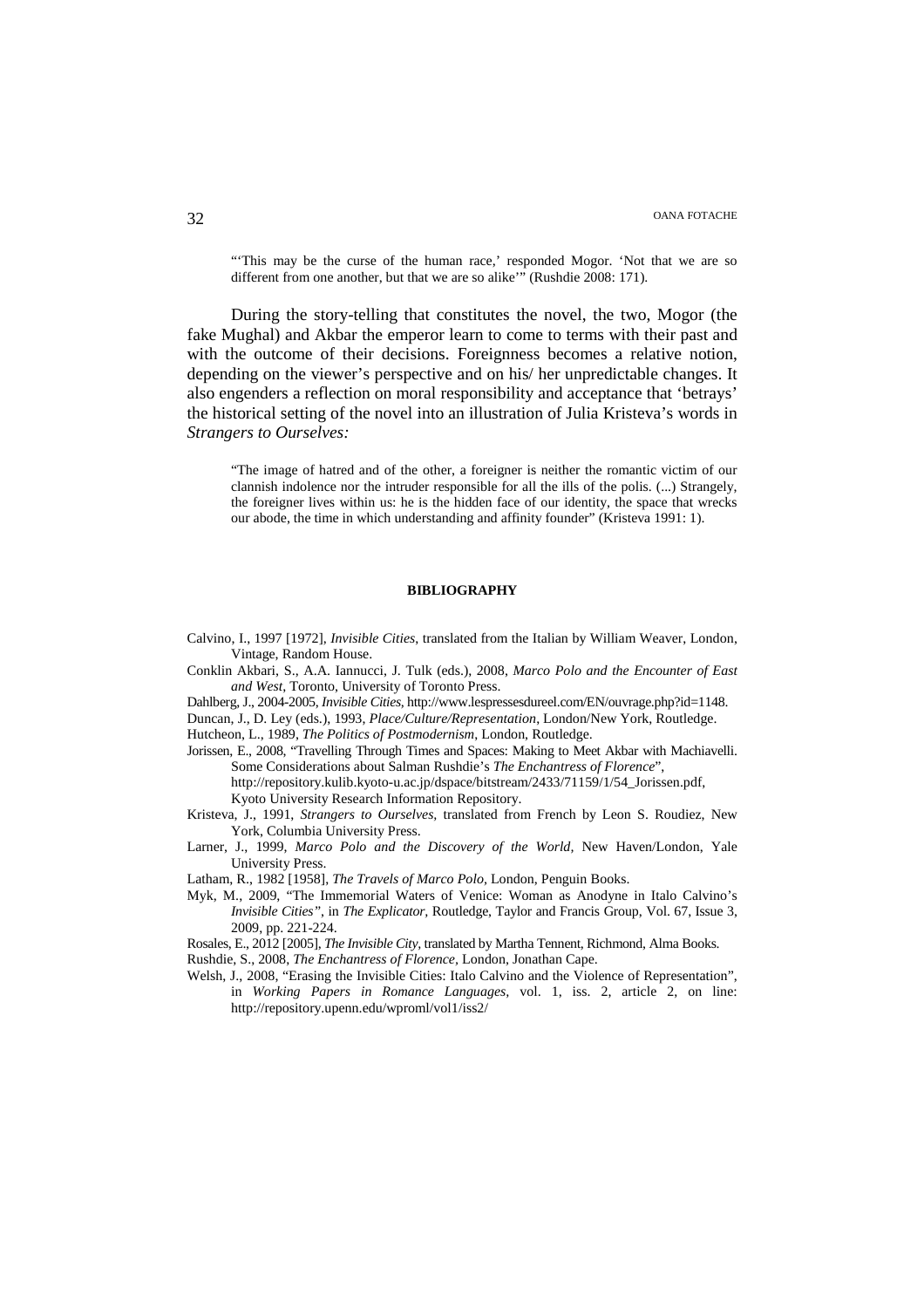"'This may be the curse of the human race,' responded Mogor. 'Not that we are so different from one another, but that we are so alike'" (Rushdie 2008: 171).

During the story-telling that constitutes the novel, the two, Mogor (the fake Mughal) and Akbar the emperor learn to come to terms with their past and with the outcome of their decisions. Foreignness becomes a relative notion, depending on the viewer's perspective and on his/ her unpredictable changes. It also engenders a reflection on moral responsibility and acceptance that 'betrays' the historical setting of the novel into an illustration of Julia Kristeva's words in *Strangers to Ourselves:*

"The image of hatred and of the other, a foreigner is neither the romantic victim of our clannish indolence nor the intruder responsible for all the ills of the polis. (...) Strangely, the foreigner lives within us: he is the hidden face of our identity, the space that wrecks our abode, the time in which understanding and affinity founder" (Kristeva 1991: 1).

## BIBLIOGRAPHY

Calvino, I., 1997 [1972], *Invisible Cities*, translated from the Italian by William Weaver, London, Vintage, Random House.

Conklin Akbari, S., A.A. Iannucci, J. Tulk (eds.), 2008, *Marco Polo and the Encounter of East and West*, Toronto, University of Toronto Press.

Dahlberg, J., 2004-2005, *Invisible Cities*, http://www.lespressesdureel.com/EN/ouvrage.php?id=1148.

Duncan, J., D. Ley (eds.), 1993, *Place/Culture/Representation*, London/New York, Routledge.

Hutcheon, L., 1989, *The Politics of Postmodernism*, London, Routledge.

Jorissen, E., 2008, "Travelling Through Times and Spaces: Making to Meet Akbar with Machiavelli. Some Considerations about Salman Rushdie's *The Enchantress of Florence*", http://repository.kulib.kyoto-u.ac.jp/dspace/bitstream/2433/71159/1/54_Jorissen.pdf, Kyoto University Research Information Repository.

Kristeva, J., 1991, *Strangers to Ourselves*, translated from French by Leon S. Roudiez, New York, Columbia University Press.

Larner, J., 1999, *Marco Polo and the Discovery of the World*, New Haven/London, Yale University Press.

Latham, R., 1982 [1958], *The Travels of Marco Polo*, London, Penguin Books.

Myk, M., 2009, "The Immemorial Waters of Venice: Woman as Anodyne in Italo Calvino's *Invisible Cities"*, in *The Explicator*, Routledge, Taylor and Francis Group, Vol. 67, Issue 3, 2009, pp. 221-224.

Rosales, E., 2012 [2005], *The Invisible City*, translated by Martha Tennent, Richmond, Alma Books.

Rushdie, S., 2008, *The Enchantress of Florence*, London, Jonathan Cape.

Welsh, J., 2008, "Erasing the Invisible Cities: Italo Calvino and the Violence of Representation", in *Working Papers in Romance Languages*, vol. 1, iss. 2, article 2, on line: http://repository.upenn.edu/wproml/vol1/iss2/